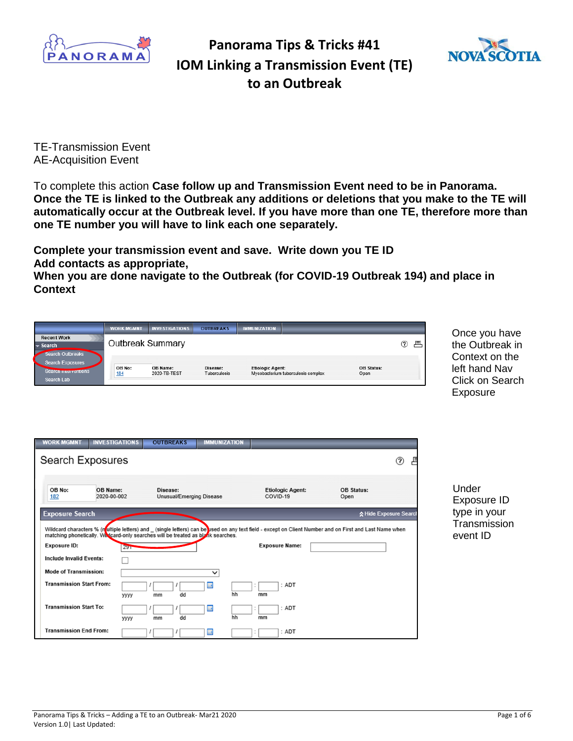# Panorama Tips & Tricks #41
# IOM Linking a Transmission Event (TE) to an Outbreak

TE-Transmission Event
AE-Acquisition Event

To complete this action **Case follow up and Transmission Event need to be in Panorama. Once the TE is linked to the Outbreak any additions or deletions that you make to the TE will automatically occur at the Outbreak level. If you have more than one TE, therefore more than one TE number you will have to link each one separately.**

**Complete your transmission event and save. Write down you TE ID**
**Add contacts as appropriate,**
**When you are done navigate to the Outbreak (for COVID-19 Outbreak 194) and place in Context**

Once you have the Outbreak in Context on the left hand Nav Click on Search Exposure

Under Exposure ID type in your Transmission event ID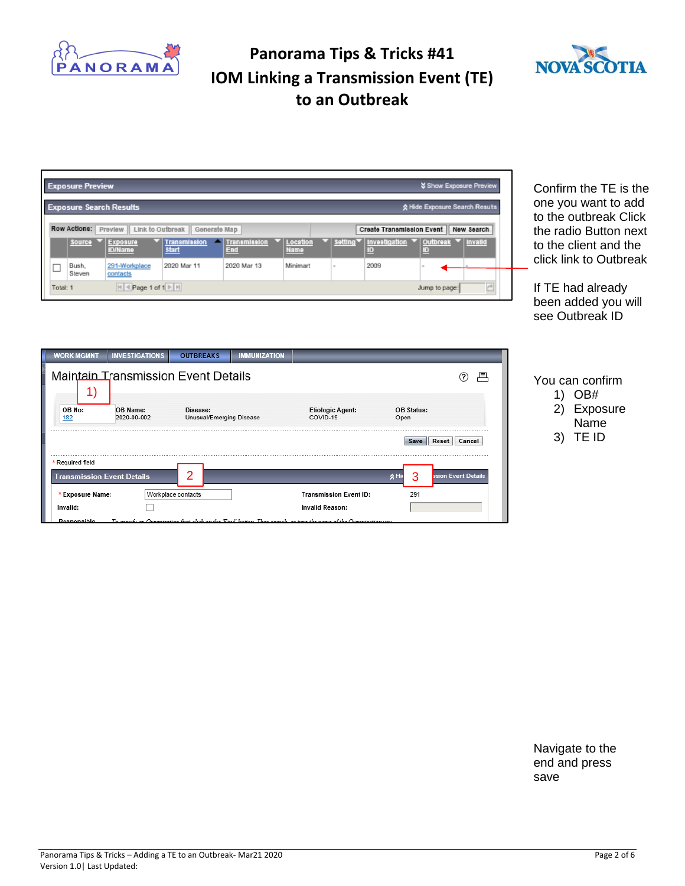# Panorama Tips & Tricks #41
# IOM Linking a Transmission Event (TE) to an Outbreak

Confirm the TE is the one you want to add to the outbreak Click the radio Button next to the client and the click link to Outbreak

If TE had already been added you will see Outbreak ID

You can confirm

1) OB#
2) Exposure Name
3) TE ID

Navigate to the end and press save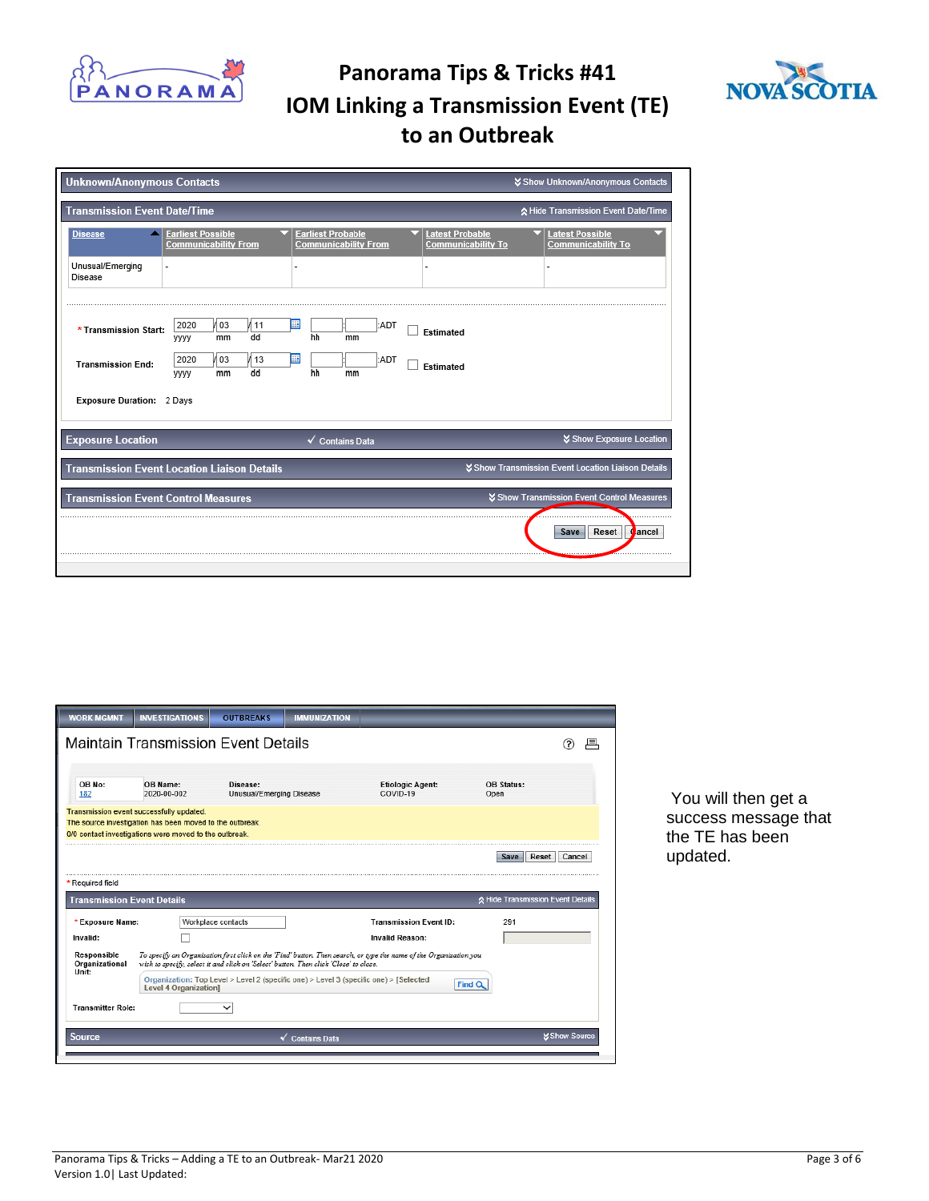# Panorama Tips & Tricks #41

# IOM Linking a Transmission Event (TE) to an Outbreak

**Unknown/Anonymous Contacts** — Show Unknown/Anonymous Contacts

**Transmission Event Date/Time** — Hide Transmission Event Date/Time

| Disease | Earliest Possible Communicability From | Earliest Probable Communicability From | Latest Probable Communicability To | Latest Possible Communicability To |
|---|---|---|---|---|
| Unusual/Emerging Disease | - | - | - | - |

\* Transmission Start: 2020 / 03 / 11 (yyyy mm dd) hh : mm ADT ☐ Estimated

Transmission End: 2020 / 03 / 13 (yyyy mm dd) hh : mm ADT ☐ Estimated

Exposure Duration: 2 Days

**Exposure Location** ✓ Contains Data — Show Exposure Location

**Transmission Event Location Liaison Details** — Show Transmission Event Location Liaison Details

**Transmission Event Control Measures** — Show Transmission Event Control Measures

Save | Reset | Cancel

---

WORK MGMNT | INVESTIGATIONS | OUTBREAKS | IMMUNIZATION

## Maintain Transmission Event Details

| OB No: | OB Name: | Disease: | Etiologic Agent: | OB Status: |
|---|---|---|---|---|
| 182 | 2020-00-002 | Unusual/Emerging Disease | COVID-19 | Open |

Transmission event successfully updated.
The source investigation has been moved to the outbreak.
0/0 contact investigations were moved to the outbreak.

Save | Reset | Cancel

\* Required field

**Transmission Event Details** — Hide Transmission Event Details

\* Exposure Name: Workplace contacts — Transmission Event ID: 291

Invalid: ☐ — Invalid Reason:

Responsible Organizational Unit: *To specify an Organization first click on the 'Find' button. Then search, or type the name of the Organization you wish to specify, select it and click on 'Select' button. Then click 'Close' to close.*

Organization: Top Level > Level 2 (specific one) > Level 3 (specific one) > [Selected Level 4 Organization] Find

Transmitter Role:

**Source** ✓ Contains Data — Show Source

You will then get a success message that the TE has been updated.

Panorama Tips & Tricks – Adding a TE to an Outbreak- Mar21 2020
Version 1.0| Last Updated: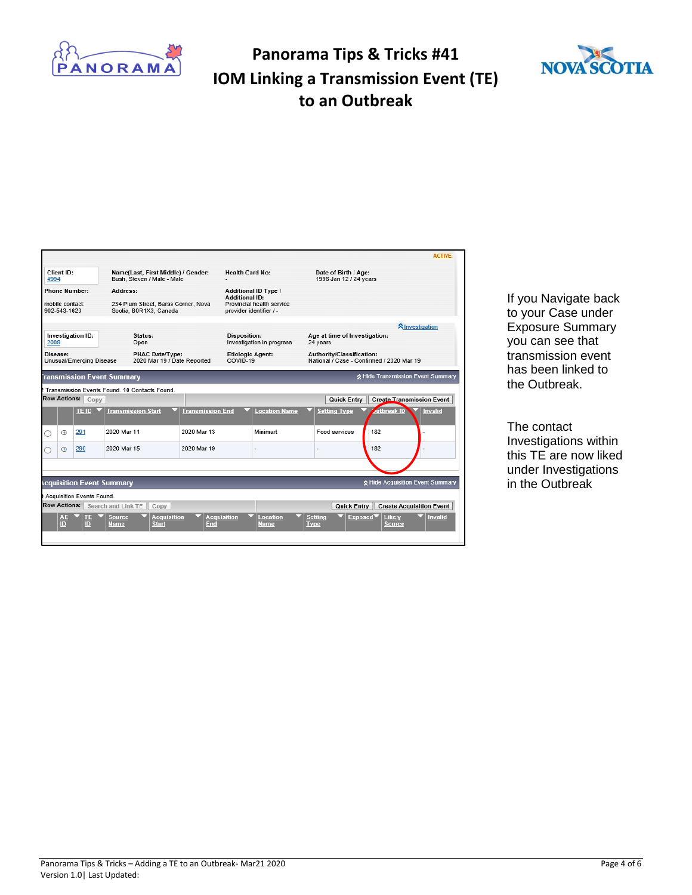# Panorama Tips & Tricks #41
# IOM Linking a Transmission Event (TE) to an Outbreak

ACTIVE

| Client ID: 4994 | Name(Last, First Middle) / Gender: Bush, Steven / Male - Male | Health Card No: - | Date of Birth / Age: 1996 Jan 12 / 24 years |
|---|---|---|---|
| Phone Number: mobile contact: 902-543-1620 | Address: 234 Plum Street, Barss Corner, Nova Scotia, B0R1X3, Canada | Additional ID Type / Additional ID: Provincial health service provider identifier / - | |

Investigation

| Investigation ID: 2009 | Status: Open | Disposition: Investigation in progress | Age at time of Investigation: 24 years |
|---|---|---|---|
| Disease: Unusual/Emerging Disease | PHAC Date/Type: 2020 Mar 19 / Date Reported | Etiologic Agent: COVID-19 | Authority/Classification: National / Case - Confirmed / 2020 Mar 19 |

**Transmission Event Summary** — Hide Transmission Event Summary

2 Transmission Events Found. 10 Contacts Found.

Row Actions: Copy — Quick Entry — Create Transmission Event

| | | TE ID | Transmission Start | Transmission End | Location Name | Setting Type | Outbreak ID | Invalid |
|---|---|---|---|---|---|---|---|---|
| ○ | ⊕ | 291 | 2020 Mar 11 | 2020 Mar 13 | Minimart | Food services | 182 | - |
| ○ | ⊕ | 290 | 2020 Mar 15 | 2020 Mar 19 | - | - | 182 | - |

**Acquisition Event Summary** — Hide Acquisition Event Summary

0 Acquisition Events Found.

Row Actions: Search and Link TE — Copy — Quick Entry — Create Acquisition Event

| AE ID | TE ID | Source Name | Acquisition Start | Acquisition End | Location Name | Setting Type | Exposed | Likely Source | Invalid |
|---|---|---|---|---|---|---|---|---|---|

If you Navigate back to your Case under Exposure Summary you can see that transmission event has been linked to the Outbreak.

The contact Investigations within this TE are now liked under Investigations in the Outbreak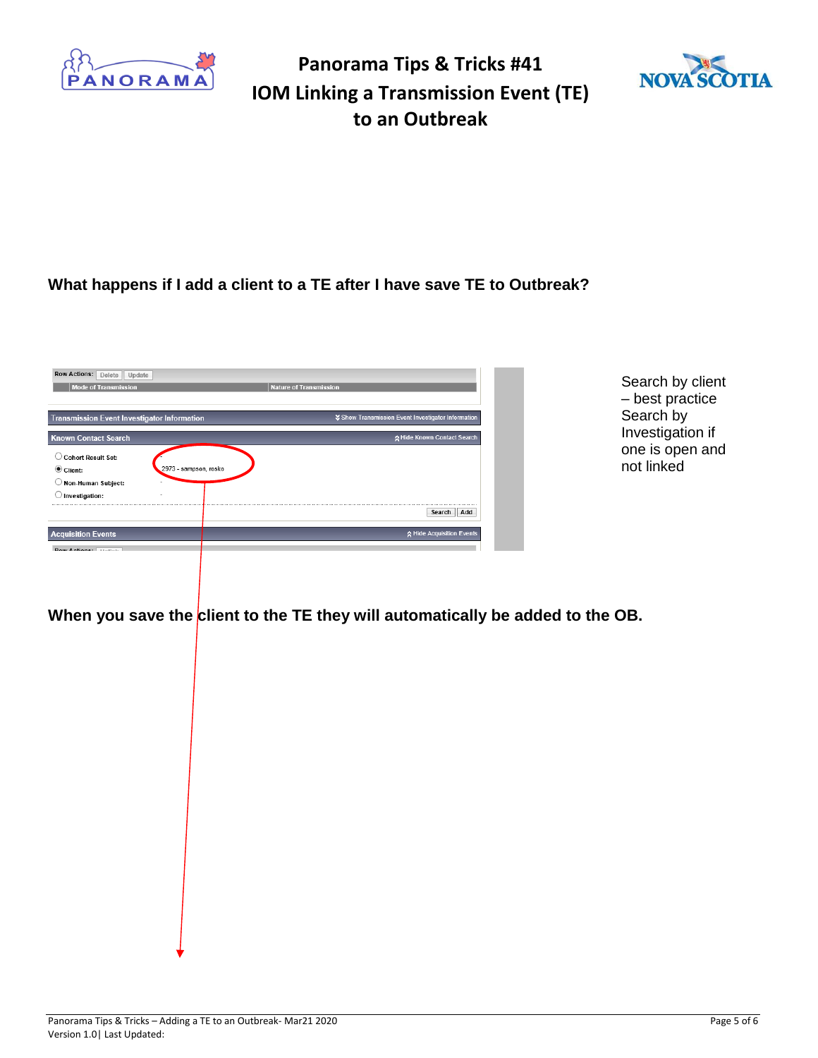**What happens if I add a client to a TE after I have save TE to Outbreak?**

Search by client – best practice Search by Investigation if one is open and not linked

**When you save the client to the TE they will automatically be added to the OB.**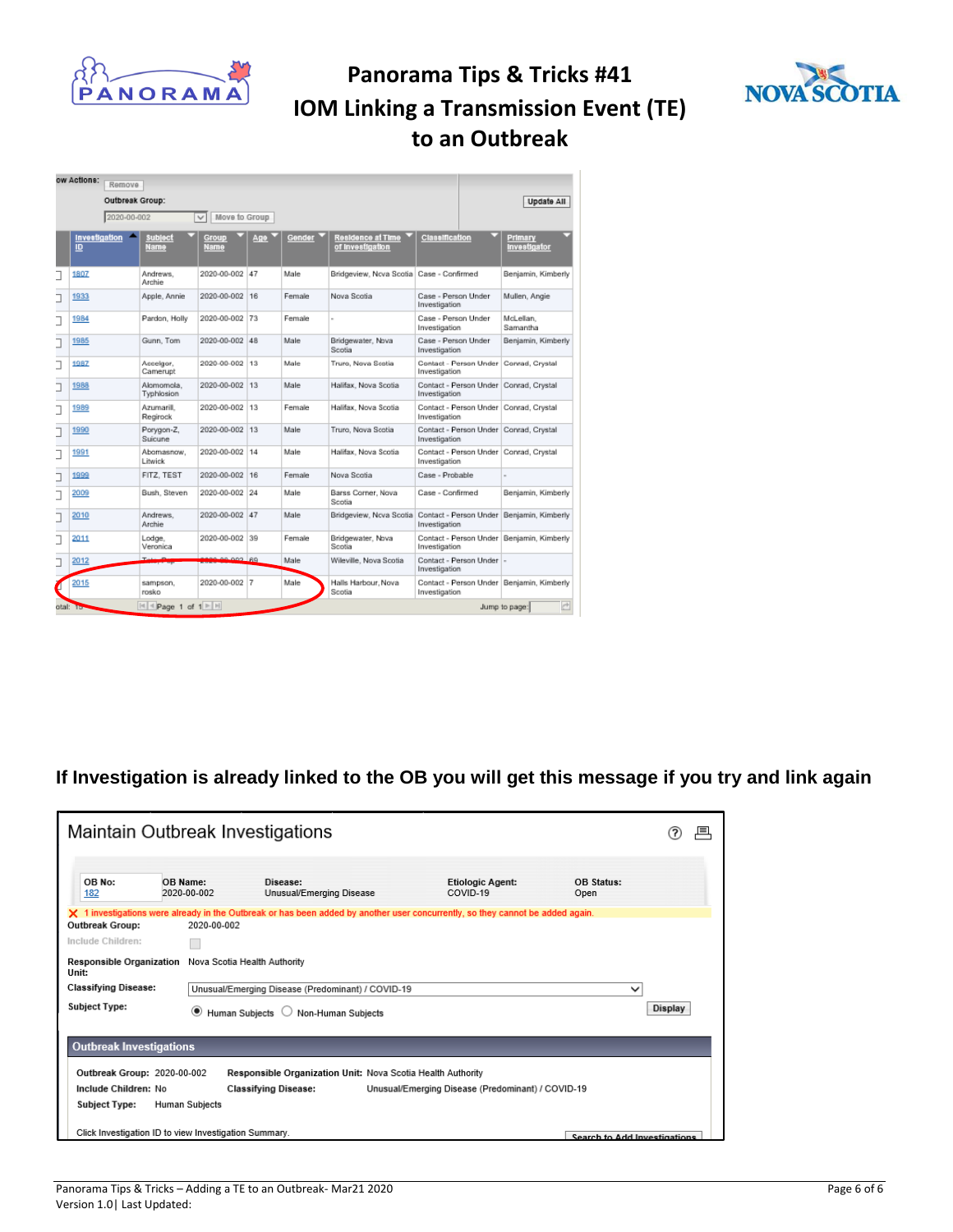# Panorama Tips & Tricks #41

# IOM Linking a Transmission Event (TE) to an Outbreak

ow Actions: Remove

Outbreak Group: 2020-00-002 Move to Group

Update All

| Investigation ID | Subject Name | Group Name | Age | Gender | Residence at Time of Investigation | Classification | Primary Investigator |
|---|---|---|---|---|---|---|---|
| 1807 | Andrews, Archie | 2020-00-002 | 47 | Male | Bridgeview, Nova Scotia | Case - Confirmed | Benjamin, Kimberly |
| 1933 | Apple, Annie | 2020-00-002 | 16 | Female | Nova Scotia | Case - Person Under Investigation | Mullen, Angie |
| 1984 | Pardon, Holly | 2020-00-002 | 73 | Female | - | Case - Person Under Investigation | McLellan, Samantha |
| 1985 | Gunn, Tom | 2020-00-002 | 48 | Male | Bridgewater, Nova Scotia | Case - Person Under Investigation | Benjamin, Kimberly |
| 1987 | Accelgor, Camerupt | 2020-00-002 | 13 | Male | Truro, Nova Scotia | Contact - Person Under Investigation | Conrad, Crystal |
| 1988 | Alomomola, Typhlosion | 2020-00-002 | 13 | Male | Halifax, Nova Scotia | Contact - Person Under Investigation | Conrad, Crystal |
| 1989 | Azumarill, Regirock | 2020-00-002 | 13 | Female | Halifax, Nova Scotia | Contact - Person Under Investigation | Conrad, Crystal |
| 1990 | Porygon-Z, Suicune | 2020-00-002 | 13 | Male | Truro, Nova Scotia | Contact - Person Under Investigation | Conrad, Crystal |
| 1991 | Abomasnow, Litwick | 2020-00-002 | 14 | Male | Halifax, Nova Scotia | Contact - Person Under Investigation | Conrad, Crystal |
| 1999 | FITZ, TEST | 2020-00-002 | 16 | Female | Nova Scotia | Case - Probable | - |
| 2009 | Bush, Steven | 2020-00-002 | 24 | Male | Barss Corner, Nova Scotia | Case - Confirmed | Benjamin, Kimberly |
| 2010 | Andrews, Archie | 2020-00-002 | 47 | Male | Bridgeview, Nova Scotia | Contact - Person Under Investigation | Benjamin, Kimberly |
| 2011 | Lodge, Veronica | 2020-00-002 | 39 | Female | Bridgewater, Nova Scotia | Contact - Person Under Investigation | Benjamin, Kimberly |
| 2012 | Toby, Pup | 2020-00-002 | 69 | Male | Wileville, Nova Scotia | Contact - Person Under Investigation | - |
| 2015 | sampson, rosko | 2020-00-002 | 7 | Male | Halls Harbour, Nova Scotia | Contact - Person Under Investigation | Benjamin, Kimberly |

Total: 15 Page 1 of 1 Jump to page:

**If Investigation is already linked to the OB you will get this message if you try and link again**

## Maintain Outbreak Investigations

| OB No: | OB Name: | Disease: | Etiologic Agent: | OB Status: |
|---|---|---|---|---|
| 182 | 2020-00-002 | Unusual/Emerging Disease | COVID-19 | Open |

✗ 1 investigations were already in the Outbreak or has been added by another user concurrently, so they cannot be added again.

**Outbreak Group:** 2020-00-002

Include Children:

**Responsible Organization Unit:** Nova Scotia Health Authority

**Classifying Disease:** Unusual/Emerging Disease (Predominant) / COVID-19

**Subject Type:** ◉ Human Subjects ○ Non-Human Subjects Display

### Outbreak Investigations

**Outbreak Group:** 2020-00-002 **Responsible Organization Unit:** Nova Scotia Health Authority

**Include Children:** No **Classifying Disease:** Unusual/Emerging Disease (Predominant) / COVID-19

**Subject Type:** Human Subjects

Click Investigation ID to view Investigation Summary. Search to Add Investigations